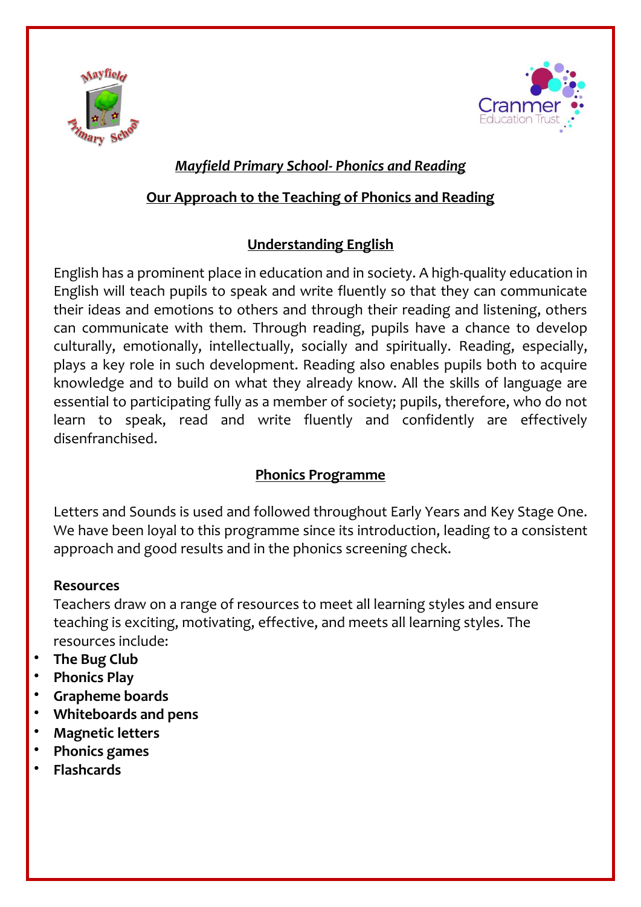# *Mayfield Primary School- Phonics and Reading*

## Our Approach to the Teaching of Phonics and Reading

### Understanding English

English has a prominent place in education and in society. A high-quality education in English will teach pupils to speak and write fluently so that they can communicate their ideas and emotions to others and through their reading and listening, others can communicate with them. Through reading, pupils have a chance to develop culturally, emotionally, intellectually, socially and spiritually. Reading, especially, plays a key role in such development. Reading also enables pupils both to acquire knowledge and to build on what they already know. All the skills of language are essential to participating fully as a member of society; pupils, therefore, who do not learn to speak, read and write fluently and confidently are effectively disenfranchised.

### Phonics Programme

Letters and Sounds is used and followed throughout Early Years and Key Stage One. We have been loyal to this programme since its introduction, leading to a consistent approach and good results and in the phonics screening check.

**Resources**

Teachers draw on a range of resources to meet all learning styles and ensure teaching is exciting, motivating, effective, and meets all learning styles. The resources include:

- **The Bug Club**
- **Phonics Play**
- **Grapheme boards**
- **Whiteboards and pens**
- **Magnetic letters**
- **Phonics games**
- **Flashcards**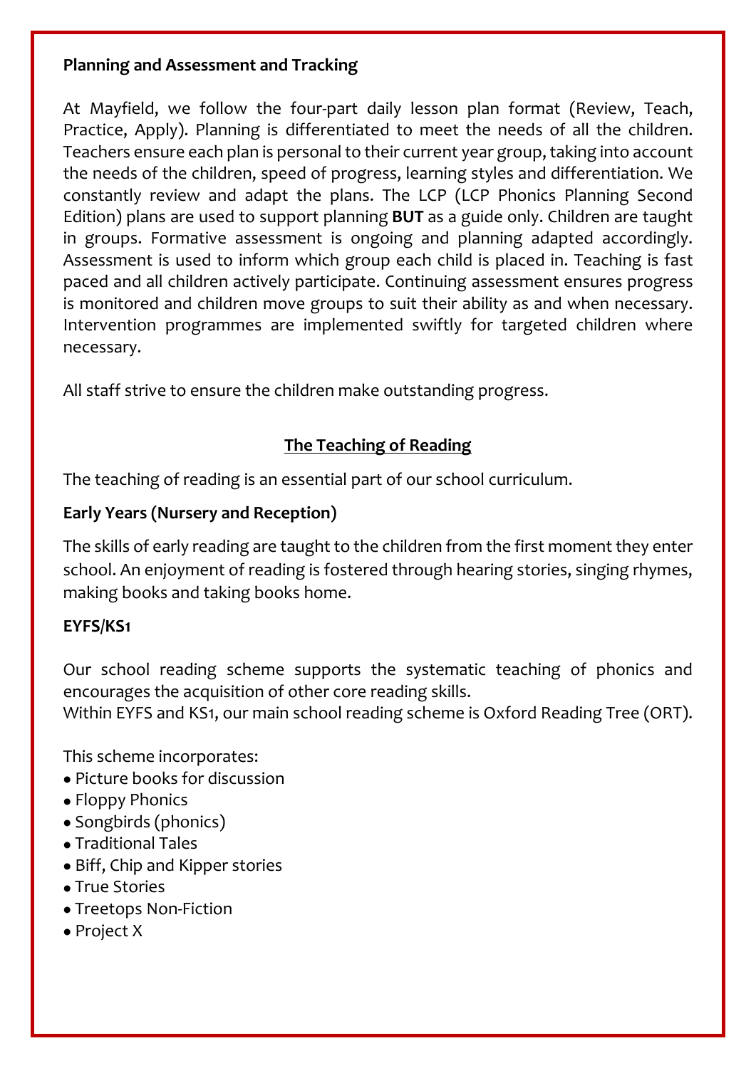**Planning and Assessment and Tracking**

At Mayfield, we follow the four-part daily lesson plan format (Review, Teach, Practice, Apply). Planning is differentiated to meet the needs of all the children. Teachers ensure each plan is personal to their current year group, taking into account the needs of the children, speed of progress, learning styles and differentiation. We constantly review and adapt the plans. The LCP (LCP Phonics Planning Second Edition) plans are used to support planning **BUT** as a guide only. Children are taught in groups. Formative assessment is ongoing and planning adapted accordingly. Assessment is used to inform which group each child is placed in. Teaching is fast paced and all children actively participate. Continuing assessment ensures progress is monitored and children move groups to suit their ability as and when necessary. Intervention programmes are implemented swiftly for targeted children where necessary.

All staff strive to ensure the children make outstanding progress.

## The Teaching of Reading

The teaching of reading is an essential part of our school curriculum.

**Early Years (Nursery and Reception)**

The skills of early reading are taught to the children from the first moment they enter school. An enjoyment of reading is fostered through hearing stories, singing rhymes, making books and taking books home.

**EYFS/KS1**

Our school reading scheme supports the systematic teaching of phonics and encourages the acquisition of other core reading skills.
Within EYFS and KS1, our main school reading scheme is Oxford Reading Tree (ORT).

This scheme incorporates:

- Picture books for discussion
- Floppy Phonics
- Songbirds (phonics)
- Traditional Tales
- Biff, Chip and Kipper stories
- True Stories
- Treetops Non-Fiction
- Project X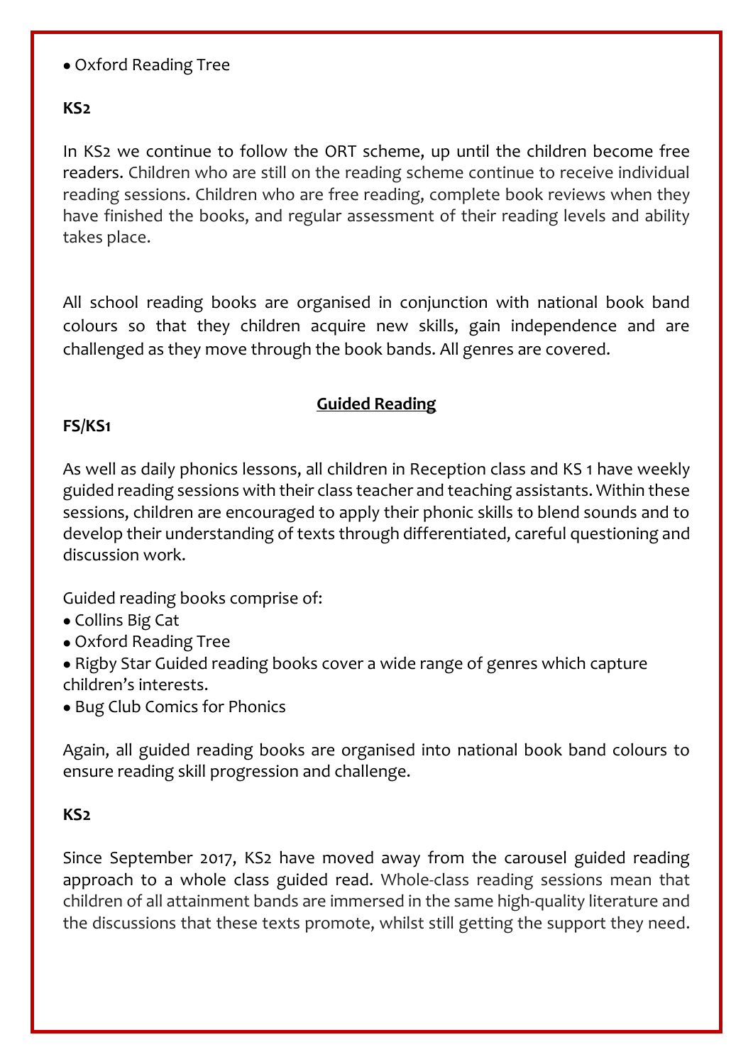- Oxford Reading Tree

**KS2**

In KS2 we continue to follow the ORT scheme, up until the children become free readers. Children who are still on the reading scheme continue to receive individual reading sessions. Children who are free reading, complete book reviews when they have finished the books, and regular assessment of their reading levels and ability takes place.

All school reading books are organised in conjunction with national book band colours so that they children acquire new skills, gain independence and are challenged as they move through the book bands. All genres are covered.

## Guided Reading

**FS/KS1**

As well as daily phonics lessons, all children in Reception class and KS 1 have weekly guided reading sessions with their class teacher and teaching assistants. Within these sessions, children are encouraged to apply their phonic skills to blend sounds and to develop their understanding of texts through differentiated, careful questioning and discussion work.

Guided reading books comprise of:

- Collins Big Cat
- Oxford Reading Tree
- Rigby Star Guided reading books cover a wide range of genres which capture children's interests.
- Bug Club Comics for Phonics

Again, all guided reading books are organised into national book band colours to ensure reading skill progression and challenge.

**KS2**

Since September 2017, KS2 have moved away from the carousel guided reading approach to a whole class guided read. Whole-class reading sessions mean that children of all attainment bands are immersed in the same high-quality literature and the discussions that these texts promote, whilst still getting the support they need.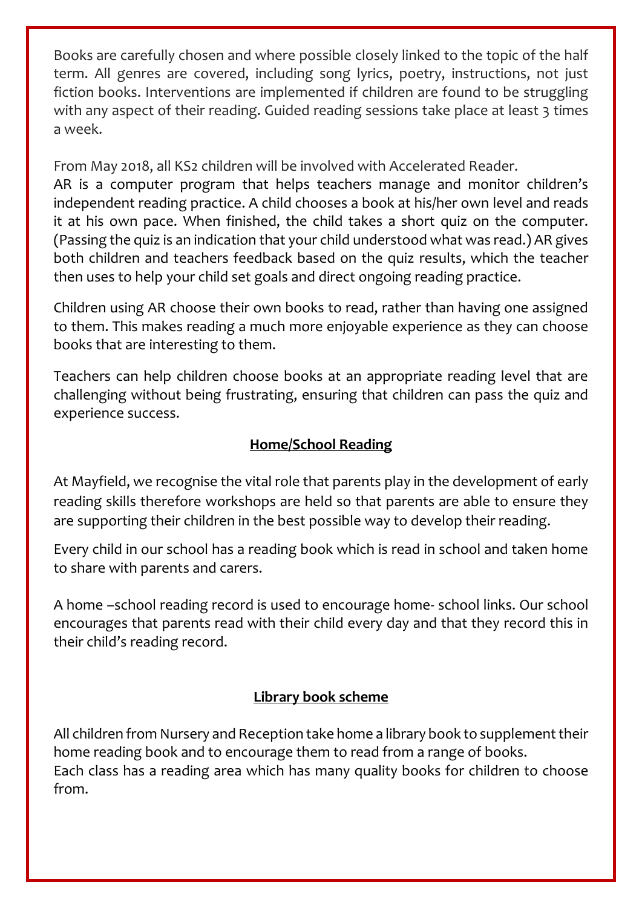Books are carefully chosen and where possible closely linked to the topic of the half term. All genres are covered, including song lyrics, poetry, instructions, not just fiction books. Interventions are implemented if children are found to be struggling with any aspect of their reading. Guided reading sessions take place at least 3 times a week.

From May 2018, all KS2 children will be involved with Accelerated Reader.
AR is a computer program that helps teachers manage and monitor children's independent reading practice. A child chooses a book at his/her own level and reads it at his own pace. When finished, the child takes a short quiz on the computer. (Passing the quiz is an indication that your child understood what was read.) AR gives both children and teachers feedback based on the quiz results, which the teacher then uses to help your child set goals and direct ongoing reading practice.

Children using AR choose their own books to read, rather than having one assigned to them. This makes reading a much more enjoyable experience as they can choose books that are interesting to them.

Teachers can help children choose books at an appropriate reading level that are challenging without being frustrating, ensuring that children can pass the quiz and experience success.

## Home/School Reading

At Mayfield, we recognise the vital role that parents play in the development of early reading skills therefore workshops are held so that parents are able to ensure they are supporting their children in the best possible way to develop their reading.

Every child in our school has a reading book which is read in school and taken home to share with parents and carers.

A home –school reading record is used to encourage home- school links. Our school encourages that parents read with their child every day and that they record this in their child's reading record.

## Library book scheme

All children from Nursery and Reception take home a library book to supplement their home reading book and to encourage them to read from a range of books.
Each class has a reading area which has many quality books for children to choose from.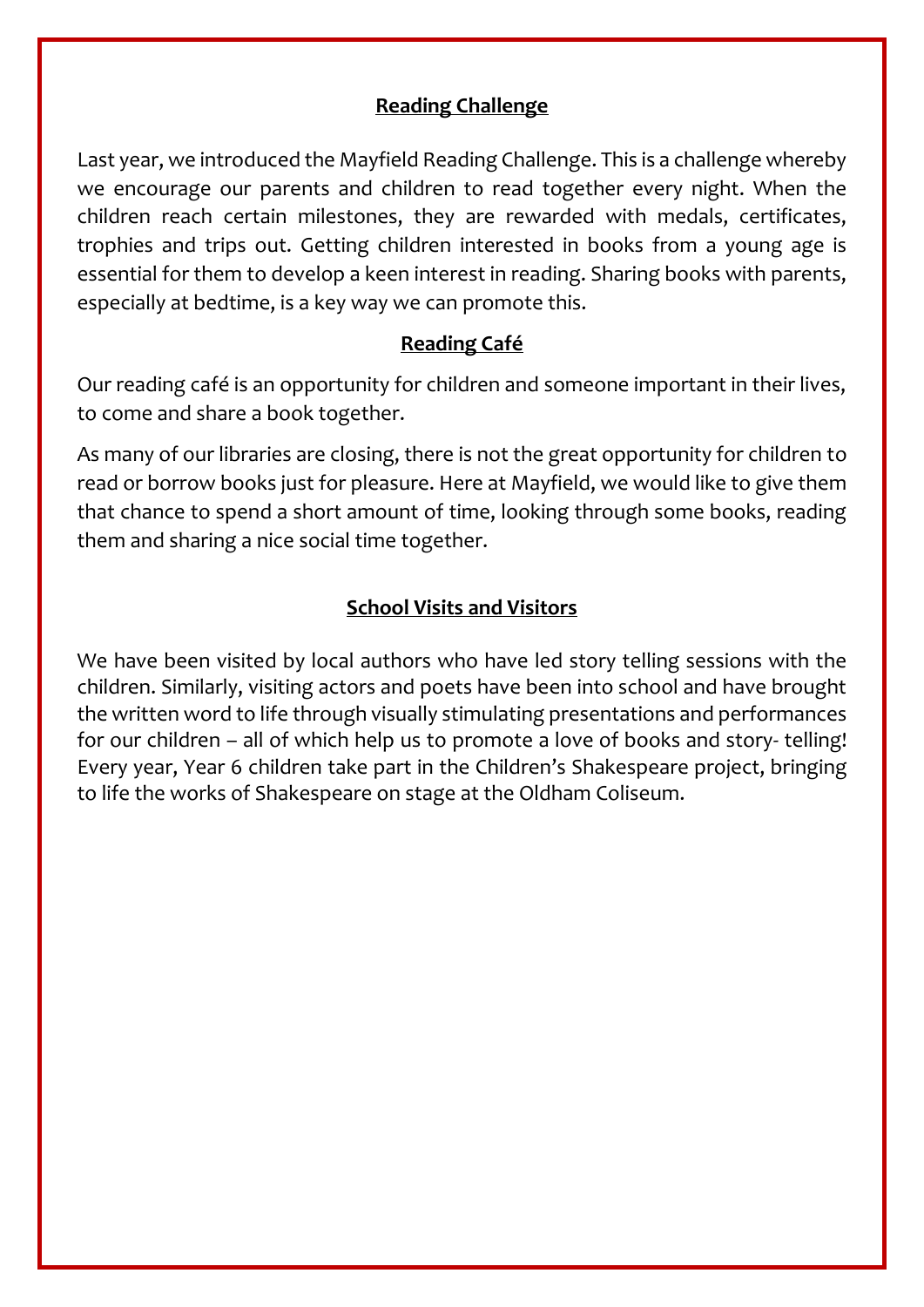## Reading Challenge

Last year, we introduced the Mayfield Reading Challenge. This is a challenge whereby we encourage our parents and children to read together every night. When the children reach certain milestones, they are rewarded with medals, certificates, trophies and trips out. Getting children interested in books from a young age is essential for them to develop a keen interest in reading. Sharing books with parents, especially at bedtime, is a key way we can promote this.

## Reading Café

Our reading café is an opportunity for children and someone important in their lives, to come and share a book together.

As many of our libraries are closing, there is not the great opportunity for children to read or borrow books just for pleasure. Here at Mayfield, we would like to give them that chance to spend a short amount of time, looking through some books, reading them and sharing a nice social time together.

## School Visits and Visitors

We have been visited by local authors who have led story telling sessions with the children. Similarly, visiting actors and poets have been into school and have brought the written word to life through visually stimulating presentations and performances for our children – all of which help us to promote a love of books and story- telling! Every year, Year 6 children take part in the Children's Shakespeare project, bringing to life the works of Shakespeare on stage at the Oldham Coliseum.